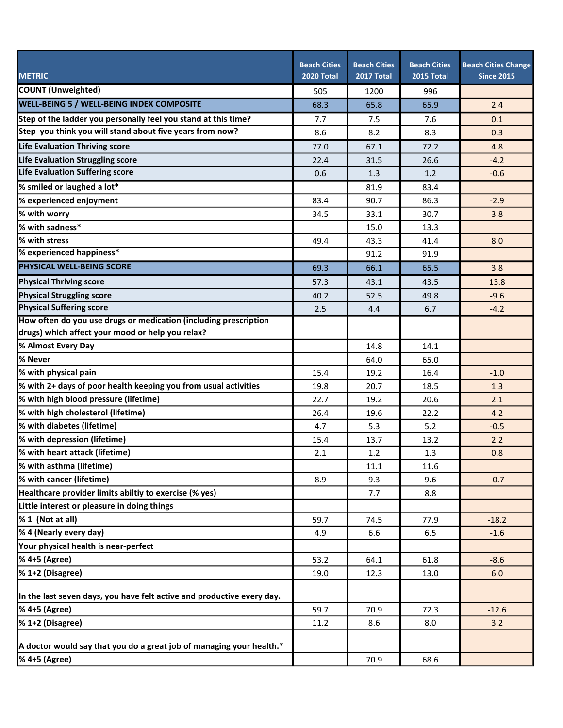| METRIC | Beach Cities 2020 Total | Beach Cities 2017 Total | Beach Cities 2015 Total | Beach Cities Change Since 2015 |
|---|---|---|---|---|
| COUNT (Unweighted) | 505 | 1200 | 996 | |
| WELL-BEING 5 / WELL-BEING INDEX COMPOSITE | 68.3 | 65.8 | 65.9 | 2.4 |
| Step of the ladder you personally feel you stand at this time? | 7.7 | 7.5 | 7.6 | 0.1 |
| Step you think you will stand about five years from now? | 8.6 | 8.2 | 8.3 | 0.3 |
| Life Evaluation Thriving score | 77.0 | 67.1 | 72.2 | 4.8 |
| Life Evaluation Struggling score | 22.4 | 31.5 | 26.6 | -4.2 |
| Life Evaluation Suffering score | 0.6 | 1.3 | 1.2 | -0.6 |
| % smiled or laughed a lot* | | 81.9 | 83.4 | |
| % experienced enjoyment | 83.4 | 90.7 | 86.3 | -2.9 |
| % with worry | 34.5 | 33.1 | 30.7 | 3.8 |
| % with sadness* | | 15.0 | 13.3 | |
| % with stress | 49.4 | 43.3 | 41.4 | 8.0 |
| % experienced happiness* | | 91.2 | 91.9 | |
| PHYSICAL WELL-BEING SCORE | 69.3 | 66.1 | 65.5 | 3.8 |
| Physical Thriving score | 57.3 | 43.1 | 43.5 | 13.8 |
| Physical Struggling score | 40.2 | 52.5 | 49.8 | -9.6 |
| Physical Suffering score | 2.5 | 4.4 | 6.7 | -4.2 |
| How often do you use drugs or medication (including prescription drugs) which affect your mood or help you relax? | | | | |
| % Almost Every Day | | 14.8 | 14.1 | |
| % Never | | 64.0 | 65.0 | |
| % with physical pain | 15.4 | 19.2 | 16.4 | -1.0 |
| % with 2+ days of poor health keeping you from usual activities | 19.8 | 20.7 | 18.5 | 1.3 |
| % with high blood pressure (lifetime) | 22.7 | 19.2 | 20.6 | 2.1 |
| % with high cholesterol (lifetime) | 26.4 | 19.6 | 22.2 | 4.2 |
| % with diabetes (lifetime) | 4.7 | 5.3 | 5.2 | -0.5 |
| % with depression (lifetime) | 15.4 | 13.7 | 13.2 | 2.2 |
| % with heart attack (lifetime) | 2.1 | 1.2 | 1.3 | 0.8 |
| % with asthma (lifetime) | | 11.1 | 11.6 | |
| % with cancer (lifetime) | 8.9 | 9.3 | 9.6 | -0.7 |
| Healthcare provider limits abiltiy to exercise (% yes) | | 7.7 | 8.8 | |
| Little interest or pleasure in doing things | | | | |
| % 1 (Not at all) | 59.7 | 74.5 | 77.9 | -18.2 |
| % 4 (Nearly every day) | 4.9 | 6.6 | 6.5 | -1.6 |
| Your physical health is near-perfect | | | | |
| % 4+5 (Agree) | 53.2 | 64.1 | 61.8 | -8.6 |
| % 1+2 (Disagree) | 19.0 | 12.3 | 13.0 | 6.0 |
| In the last seven days, you have felt active and productive every day. | | | | |
| % 4+5 (Agree) | 59.7 | 70.9 | 72.3 | -12.6 |
| % 1+2 (Disagree) | 11.2 | 8.6 | 8.0 | 3.2 |
| A doctor would say that you do a great job of managing your health.* | | | | |
| % 4+5 (Agree) | | 70.9 | 68.6 | |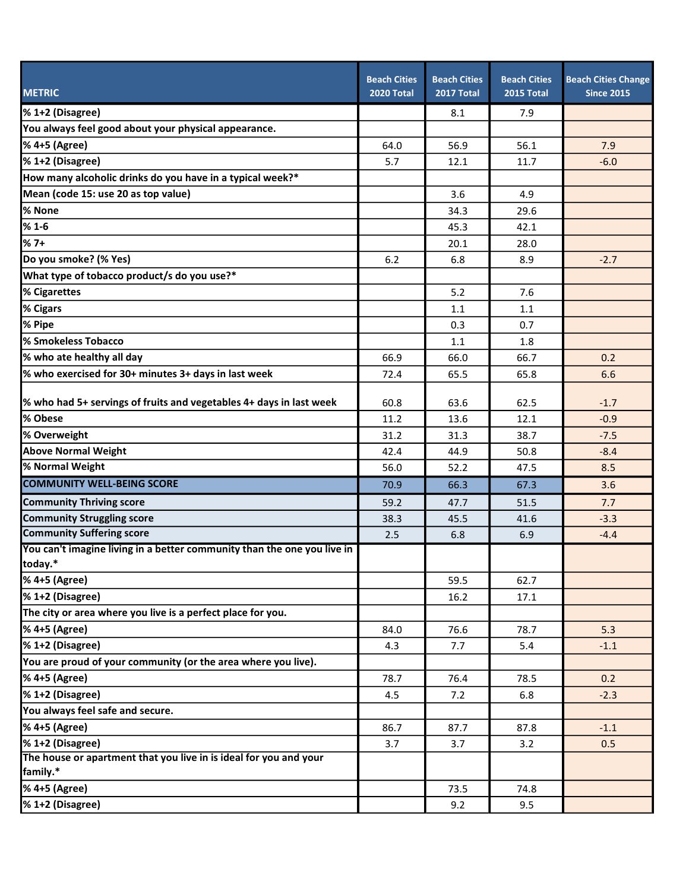| METRIC | Beach Cities 2020 Total | Beach Cities 2017 Total | Beach Cities 2015 Total | Beach Cities Change Since 2015 |
|---|---|---|---|---|
| % 1+2 (Disagree) | | 8.1 | 7.9 | |
| You always feel good about your physical appearance. | | | | |
| % 4+5 (Agree) | 64.0 | 56.9 | 56.1 | 7.9 |
| % 1+2 (Disagree) | 5.7 | 12.1 | 11.7 | -6.0 |
| How many alcoholic drinks do you have in a typical week?* | | | | |
| Mean (code 15: use 20 as top value) | | 3.6 | 4.9 | |
| % None | | 34.3 | 29.6 | |
| % 1-6 | | 45.3 | 42.1 | |
| % 7+ | | 20.1 | 28.0 | |
| Do you smoke? (% Yes) | 6.2 | 6.8 | 8.9 | -2.7 |
| What type of tobacco product/s do you use?* | | | | |
| % Cigarettes | | 5.2 | 7.6 | |
| % Cigars | | 1.1 | 1.1 | |
| % Pipe | | 0.3 | 0.7 | |
| % Smokeless Tobacco | | 1.1 | 1.8 | |
| % who ate healthy all day | 66.9 | 66.0 | 66.7 | 0.2 |
| % who exercised for 30+ minutes 3+ days in last week | 72.4 | 65.5 | 65.8 | 6.6 |
| % who had 5+ servings of fruits and vegetables 4+ days in last week | 60.8 | 63.6 | 62.5 | -1.7 |
| % Obese | 11.2 | 13.6 | 12.1 | -0.9 |
| % Overweight | 31.2 | 31.3 | 38.7 | -7.5 |
| Above Normal Weight | 42.4 | 44.9 | 50.8 | -8.4 |
| % Normal Weight | 56.0 | 52.2 | 47.5 | 8.5 |
| **COMMUNITY WELL-BEING SCORE** | 70.9 | 66.3 | 67.3 | 3.6 |
| Community Thriving score | 59.2 | 47.7 | 51.5 | 7.7 |
| Community Struggling score | 38.3 | 45.5 | 41.6 | -3.3 |
| Community Suffering score | 2.5 | 6.8 | 6.9 | -4.4 |
| You can't imagine living in a better community than the one you live in today.* | | | | |
| % 4+5 (Agree) | | 59.5 | 62.7 | |
| % 1+2 (Disagree) | | 16.2 | 17.1 | |
| The city or area where you live is a perfect place for you. | | | | |
| % 4+5 (Agree) | 84.0 | 76.6 | 78.7 | 5.3 |
| % 1+2 (Disagree) | 4.3 | 7.7 | 5.4 | -1.1 |
| You are proud of your community (or the area where you live). | | | | |
| % 4+5 (Agree) | 78.7 | 76.4 | 78.5 | 0.2 |
| % 1+2 (Disagree) | 4.5 | 7.2 | 6.8 | -2.3 |
| You always feel safe and secure. | | | | |
| % 4+5 (Agree) | 86.7 | 87.7 | 87.8 | -1.1 |
| % 1+2 (Disagree) | 3.7 | 3.7 | 3.2 | 0.5 |
| The house or apartment that you live in is ideal for you and your family.* | | | | |
| % 4+5 (Agree) | | 73.5 | 74.8 | |
| % 1+2 (Disagree) | | 9.2 | 9.5 | |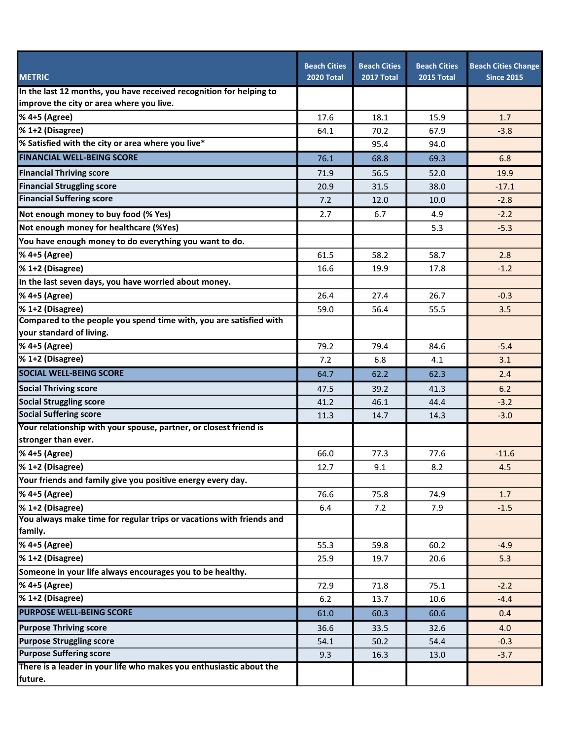| METRIC | Beach Cities 2020 Total | Beach Cities 2017 Total | Beach Cities 2015 Total | Beach Cities Change Since 2015 |
|---|---|---|---|---|
| In the last 12 months, you have received recognition for helping to improve the city or area where you live. | | | | |
| % 4+5 (Agree) | 17.6 | 18.1 | 15.9 | 1.7 |
| % 1+2 (Disagree) | 64.1 | 70.2 | 67.9 | -3.8 |
| % Satisfied with the city or area where you live* | | 95.4 | 94.0 | |
| **FINANCIAL WELL-BEING SCORE** | 76.1 | 68.8 | 69.3 | 6.8 |
| Financial Thriving score | 71.9 | 56.5 | 52.0 | 19.9 |
| Financial Struggling score | 20.9 | 31.5 | 38.0 | -17.1 |
| Financial Suffering score | 7.2 | 12.0 | 10.0 | -2.8 |
| Not enough money to buy food (% Yes) | 2.7 | 6.7 | 4.9 | -2.2 |
| Not enough money for healthcare (%Yes) | | | 5.3 | -5.3 |
| You have enough money to do everything you want to do. | | | | |
| % 4+5 (Agree) | 61.5 | 58.2 | 58.7 | 2.8 |
| % 1+2 (Disagree) | 16.6 | 19.9 | 17.8 | -1.2 |
| In the last seven days, you have worried about money. | | | | |
| % 4+5 (Agree) | 26.4 | 27.4 | 26.7 | -0.3 |
| % 1+2 (Disagree) | 59.0 | 56.4 | 55.5 | 3.5 |
| Compared to the people you spend time with, you are satisfied with your standard of living. | | | | |
| % 4+5 (Agree) | 79.2 | 79.4 | 84.6 | -5.4 |
| % 1+2 (Disagree) | 7.2 | 6.8 | 4.1 | 3.1 |
| **SOCIAL WELL-BEING SCORE** | 64.7 | 62.2 | 62.3 | 2.4 |
| Social Thriving score | 47.5 | 39.2 | 41.3 | 6.2 |
| Social Struggling score | 41.2 | 46.1 | 44.4 | -3.2 |
| Social Suffering score | 11.3 | 14.7 | 14.3 | -3.0 |
| Your relationship with your spouse, partner, or closest friend is stronger than ever. | | | | |
| % 4+5 (Agree) | 66.0 | 77.3 | 77.6 | -11.6 |
| % 1+2 (Disagree) | 12.7 | 9.1 | 8.2 | 4.5 |
| Your friends and family give you positive energy every day. | | | | |
| % 4+5 (Agree) | 76.6 | 75.8 | 74.9 | 1.7 |
| % 1+2 (Disagree) | 6.4 | 7.2 | 7.9 | -1.5 |
| You always make time for regular trips or vacations with friends and family. | | | | |
| % 4+5 (Agree) | 55.3 | 59.8 | 60.2 | -4.9 |
| % 1+2 (Disagree) | 25.9 | 19.7 | 20.6 | 5.3 |
| Someone in your life always encourages you to be healthy. | | | | |
| % 4+5 (Agree) | 72.9 | 71.8 | 75.1 | -2.2 |
| % 1+2 (Disagree) | 6.2 | 13.7 | 10.6 | -4.4 |
| **PURPOSE WELL-BEING SCORE** | 61.0 | 60.3 | 60.6 | 0.4 |
| Purpose Thriving score | 36.6 | 33.5 | 32.6 | 4.0 |
| Purpose Struggling score | 54.1 | 50.2 | 54.4 | -0.3 |
| Purpose Suffering score | 9.3 | 16.3 | 13.0 | -3.7 |
| There is a leader in your life who makes you enthusiastic about the future. | | | | |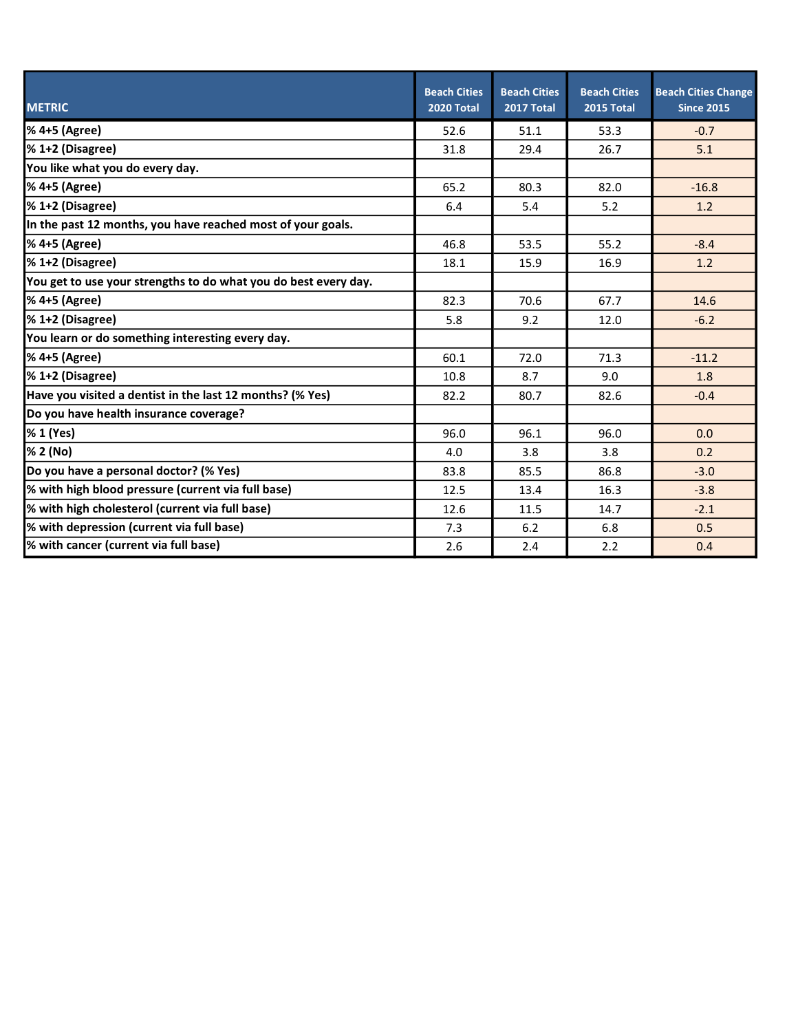| METRIC | Beach Cities 2020 Total | Beach Cities 2017 Total | Beach Cities 2015 Total | Beach Cities Change Since 2015 |
|---|---|---|---|---|
| % 4+5 (Agree) | 52.6 | 51.1 | 53.3 | -0.7 |
| % 1+2 (Disagree) | 31.8 | 29.4 | 26.7 | 5.1 |
| **You like what you do every day.** | | | | |
| % 4+5 (Agree) | 65.2 | 80.3 | 82.0 | -16.8 |
| % 1+2 (Disagree) | 6.4 | 5.4 | 5.2 | 1.2 |
| **In the past 12 months, you have reached most of your goals.** | | | | |
| % 4+5 (Agree) | 46.8 | 53.5 | 55.2 | -8.4 |
| % 1+2 (Disagree) | 18.1 | 15.9 | 16.9 | 1.2 |
| **You get to use your strengths to do what you do best every day.** | | | | |
| % 4+5 (Agree) | 82.3 | 70.6 | 67.7 | 14.6 |
| % 1+2 (Disagree) | 5.8 | 9.2 | 12.0 | -6.2 |
| **You learn or do something interesting every day.** | | | | |
| % 4+5 (Agree) | 60.1 | 72.0 | 71.3 | -11.2 |
| % 1+2 (Disagree) | 10.8 | 8.7 | 9.0 | 1.8 |
| **Have you visited a dentist in the last 12 months? (% Yes)** | 82.2 | 80.7 | 82.6 | -0.4 |
| **Do you have health insurance coverage?** | | | | |
| % 1 (Yes) | 96.0 | 96.1 | 96.0 | 0.0 |
| % 2 (No) | 4.0 | 3.8 | 3.8 | 0.2 |
| **Do you have a personal doctor? (% Yes)** | 83.8 | 85.5 | 86.8 | -3.0 |
| **% with high blood pressure (current via full base)** | 12.5 | 13.4 | 16.3 | -3.8 |
| **% with high cholesterol (current via full base)** | 12.6 | 11.5 | 14.7 | -2.1 |
| **% with depression (current via full base)** | 7.3 | 6.2 | 6.8 | 0.5 |
| **% with cancer (current via full base)** | 2.6 | 2.4 | 2.2 | 0.4 |